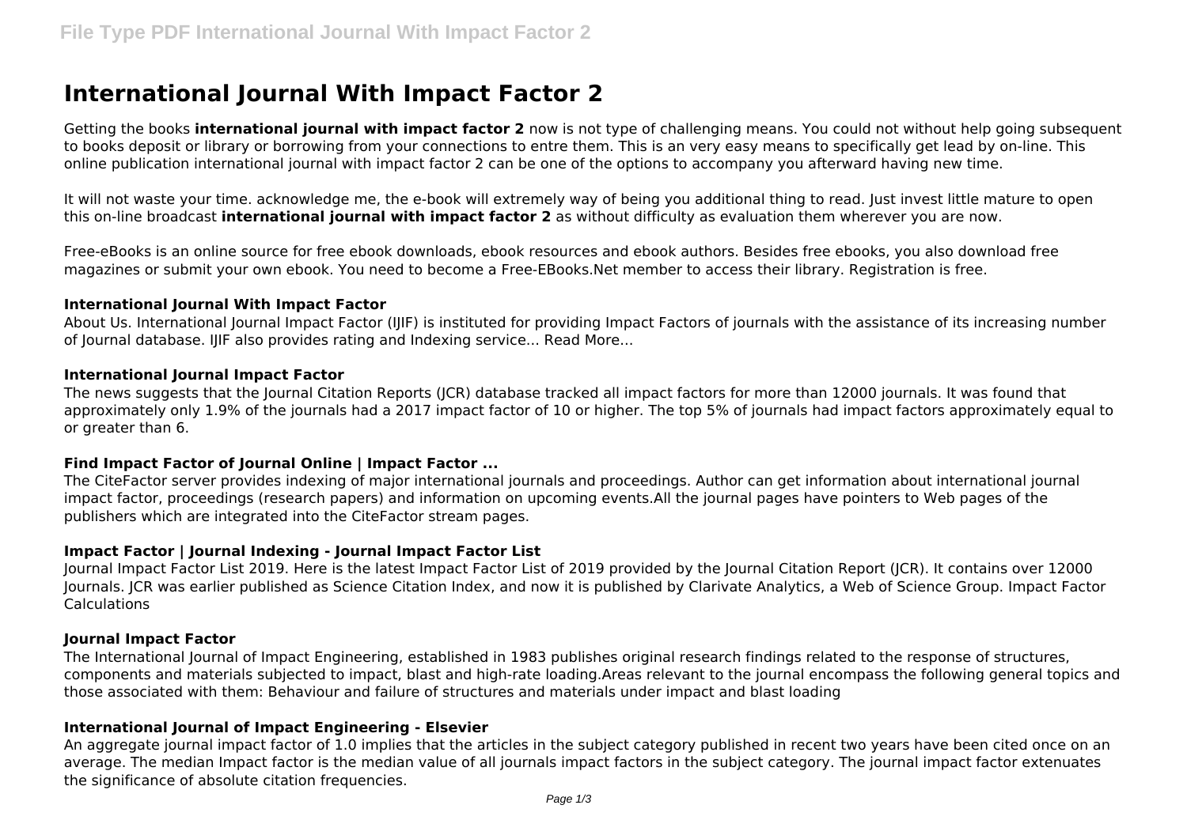# International Journal With Impact Factor 2

Getting the books **international journal with impact factor 2** now is not type of challenging means. You could not without help going subsequent to books deposit or library or borrowing from your connections to entre them. This is an very easy means to specifically get lead by on-line. This online publication international journal with impact factor 2 can be one of the options to accompany you afterward having new time.

It will not waste your time. acknowledge me, the e-book will extremely way of being you additional thing to read. Just invest little mature to open this on-line broadcast **international journal with impact factor 2** as without difficulty as evaluation them wherever you are now.

Free-eBooks is an online source for free ebook downloads, ebook resources and ebook authors. Besides free ebooks, you also download free magazines or submit your own ebook. You need to become a Free-EBooks.Net member to access their library. Registration is free.

#### International Journal With Impact Factor

About Us. International Journal Impact Factor (IJIF) is instituted for providing Impact Factors of journals with the assistance of its increasing number of Journal database. IJIF also provides rating and Indexing service... Read More...

#### International Journal Impact Factor

The news suggests that the Journal Citation Reports (JCR) database tracked all impact factors for more than 12000 journals. It was found that approximately only 1.9% of the journals had a 2017 impact factor of 10 or higher. The top 5% of journals had impact factors approximately equal to or greater than 6.

#### Find Impact Factor of Journal Online | Impact Factor ...

The CiteFactor server provides indexing of major international journals and proceedings. Author can get information about international journal impact factor, proceedings (research papers) and information on upcoming events.All the journal pages have pointers to Web pages of the publishers which are integrated into the CiteFactor stream pages.

#### Impact Factor | Journal Indexing - Journal Impact Factor List

Journal Impact Factor List 2019. Here is the latest Impact Factor List of 2019 provided by the Journal Citation Report (JCR). It contains over 12000 Journals. JCR was earlier published as Science Citation Index, and now it is published by Clarivate Analytics, a Web of Science Group. Impact Factor Calculations

#### Journal Impact Factor

The International Journal of Impact Engineering, established in 1983 publishes original research findings related to the response of structures, components and materials subjected to impact, blast and high-rate loading.Areas relevant to the journal encompass the following general topics and those associated with them: Behaviour and failure of structures and materials under impact and blast loading

#### International Journal of Impact Engineering - Elsevier

An aggregate journal impact factor of 1.0 implies that the articles in the subject category published in recent two years have been cited once on an average. The median Impact factor is the median value of all journals impact factors in the subject category. The journal impact factor extenuates the significance of absolute citation frequencies.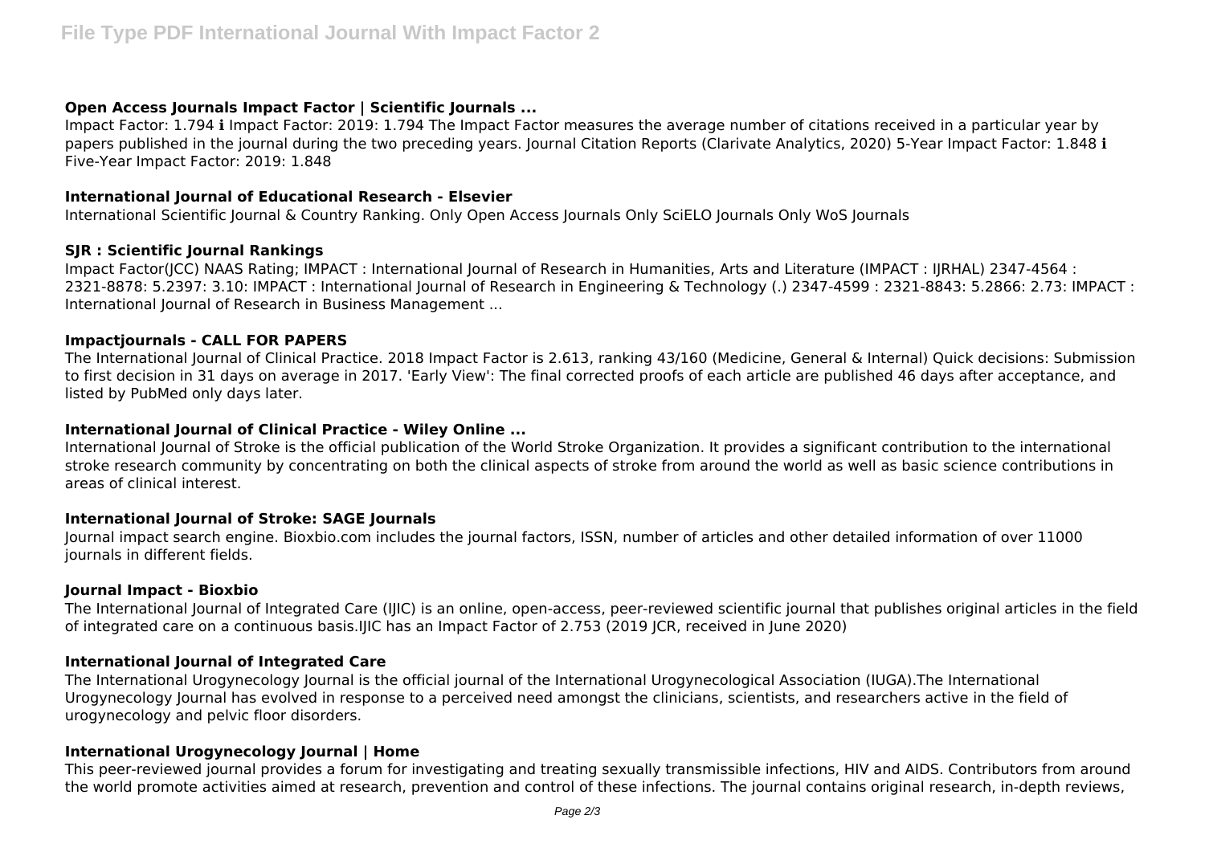### Open Access Journals Impact Factor | Scientific Journals ...

Impact Factor: 1.794 ℹ Impact Factor: 2019: 1.794 The Impact Factor measures the average number of citations received in a particular year by papers published in the journal during the two preceding years. Journal Citation Reports (Clarivate Analytics, 2020) 5-Year Impact Factor: 1.848 ℹ Five-Year Impact Factor: 2019: 1.848

### International Journal of Educational Research - Elsevier

International Scientific Journal & Country Ranking. Only Open Access Journals Only SciELO Journals Only WoS Journals

### SJR : Scientific Journal Rankings

Impact Factor(JCC) NAAS Rating; IMPACT : International Journal of Research in Humanities, Arts and Literature (IMPACT : IJRHAL) 2347-4564 : 2321-8878: 5.2397: 3.10: IMPACT : International Journal of Research in Engineering & Technology (.) 2347-4599 : 2321-8843: 5.2866: 2.73: IMPACT : International Journal of Research in Business Management ...

### Impactjournals - CALL FOR PAPERS

The International Journal of Clinical Practice. 2018 Impact Factor is 2.613, ranking 43/160 (Medicine, General & Internal) Quick decisions: Submission to first decision in 31 days on average in 2017. 'Early View': The final corrected proofs of each article are published 46 days after acceptance, and listed by PubMed only days later.

### International Journal of Clinical Practice - Wiley Online ...

International Journal of Stroke is the official publication of the World Stroke Organization. It provides a significant contribution to the international stroke research community by concentrating on both the clinical aspects of stroke from around the world as well as basic science contributions in areas of clinical interest.

### International Journal of Stroke: SAGE Journals

Journal impact search engine. Bioxbio.com includes the journal factors, ISSN, number of articles and other detailed information of over 11000 journals in different fields.

### Journal Impact - Bioxbio

The International Journal of Integrated Care (IJIC) is an online, open-access, peer-reviewed scientific journal that publishes original articles in the field of integrated care on a continuous basis.IJIC has an Impact Factor of 2.753 (2019 JCR, received in June 2020)

### International Journal of Integrated Care

The International Urogynecology Journal is the official journal of the International Urogynecological Association (IUGA).The International Urogynecology Journal has evolved in response to a perceived need amongst the clinicians, scientists, and researchers active in the field of urogynecology and pelvic floor disorders.

### International Urogynecology Journal | Home

This peer-reviewed journal provides a forum for investigating and treating sexually transmissible infections, HIV and AIDS. Contributors from around the world promote activities aimed at research, prevention and control of these infections. The journal contains original research, in-depth reviews,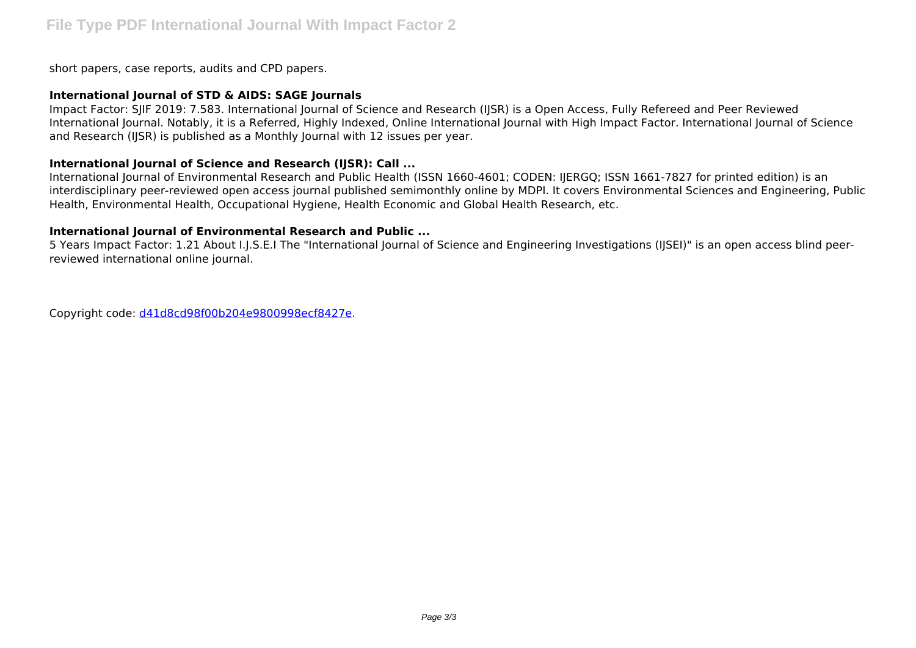short papers, case reports, audits and CPD papers.

**International Journal of STD & AIDS: SAGE Journals**

Impact Factor: SJIF 2019: 7.583. International Journal of Science and Research (IJSR) is a Open Access, Fully Refereed and Peer Reviewed International Journal. Notably, it is a Referred, Highly Indexed, Online International Journal with High Impact Factor. International Journal of Science and Research (IJSR) is published as a Monthly Journal with 12 issues per year.

**International Journal of Science and Research (IJSR): Call ...**

International Journal of Environmental Research and Public Health (ISSN 1660-4601; CODEN: IJERGQ; ISSN 1661-7827 for printed edition) is an interdisciplinary peer-reviewed open access journal published semimonthly online by MDPI. It covers Environmental Sciences and Engineering, Public Health, Environmental Health, Occupational Hygiene, Health Economic and Global Health Research, etc.

**International Journal of Environmental Research and Public ...**

5 Years Impact Factor: 1.21 About I.J.S.E.I The "International Journal of Science and Engineering Investigations (IJSEI)" is an open access blind peer-reviewed international online journal.

Copyright code: d41d8cd98f00b204e9800998ecf8427e.